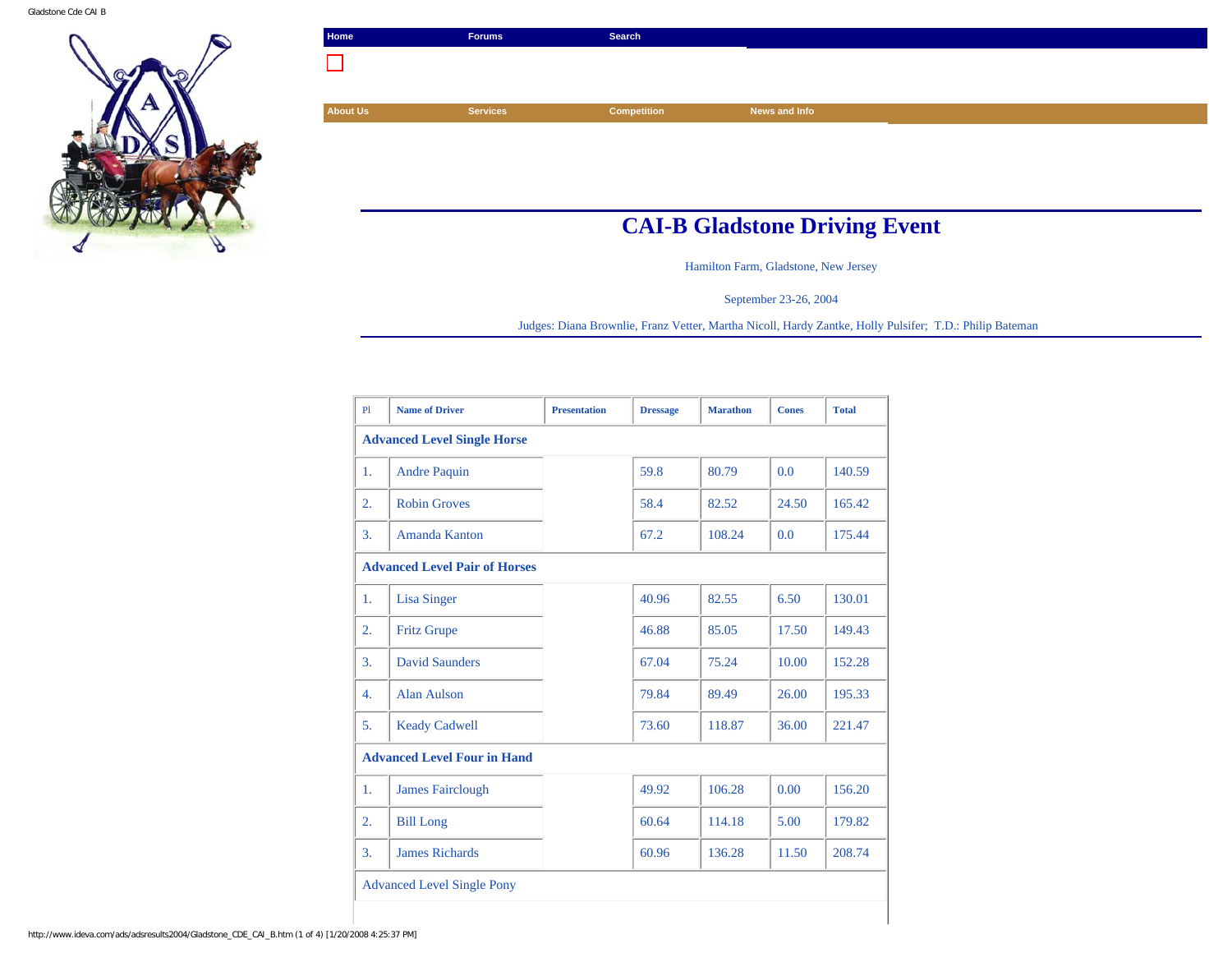Home | Forums | Search

About Us | Services | Competition | News and Info

# CAI-B Gladstone Driving Event

Hamilton Farm, Gladstone, New Jersey

September 23-26, 2004

Judges: Diana Brownlie, Franz Vetter, Martha Nicoll, Hardy Zantke, Holly Pulsifer; T.D.: Philip Bateman

| Pl | Name of Driver | Presentation | Dressage | Marathon | Cones | Total |
|---|---|---|---|---|---|---|
| **Advanced Level Single Horse** | | | | | | |
| 1. | Andre Paquin | | 59.8 | 80.79 | 0.0 | 140.59 |
| 2. | Robin Groves | | 58.4 | 82.52 | 24.50 | 165.42 |
| 3. | Amanda Kanton | | 67.2 | 108.24 | 0.0 | 175.44 |
| **Advanced Level Pair of Horses** | | | | | | |
| 1. | Lisa Singer | | 40.96 | 82.55 | 6.50 | 130.01 |
| 2. | Fritz Grupe | | 46.88 | 85.05 | 17.50 | 149.43 |
| 3. | David Saunders | | 67.04 | 75.24 | 10.00 | 152.28 |
| 4. | Alan Aulson | | 79.84 | 89.49 | 26.00 | 195.33 |
| 5. | Keady Cadwell | | 73.60 | 118.87 | 36.00 | 221.47 |
| **Advanced Level Four in Hand** | | | | | | |
| 1. | James Fairclough | | 49.92 | 106.28 | 0.00 | 156.20 |
| 2. | Bill Long | | 60.64 | 114.18 | 5.00 | 179.82 |
| 3. | James Richards | | 60.96 | 136.28 | 11.50 | 208.74 |
| Advanced Level Single Pony | | | | | | |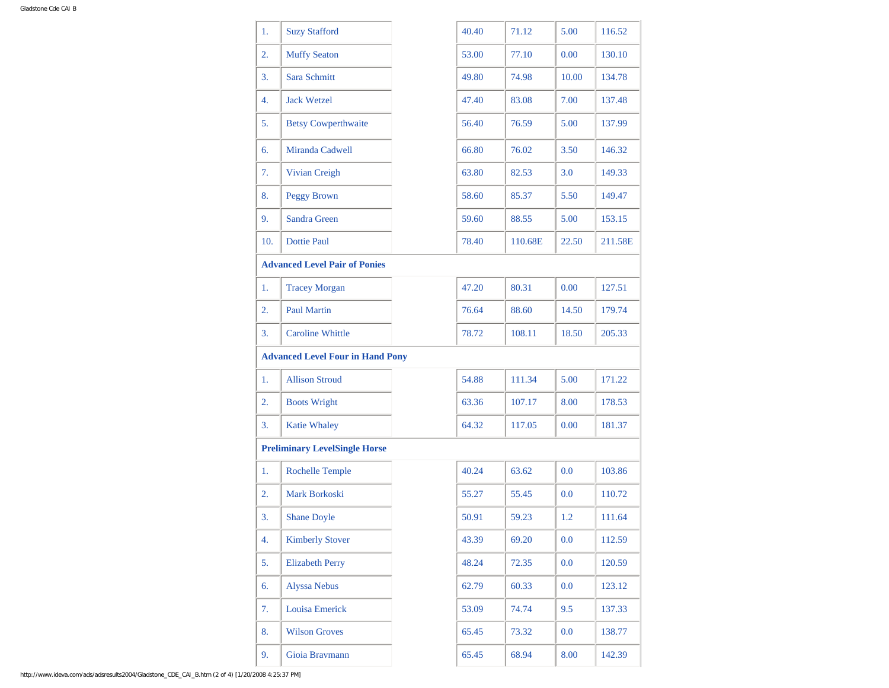| | | | | | | |
|---|---|---|---|---|---|---|
| 1. | Suzy Stafford | | 40.40 | 71.12 | 5.00 | 116.52 |
| 2. | Muffy Seaton | | 53.00 | 77.10 | 0.00 | 130.10 |
| 3. | Sara Schmitt | | 49.80 | 74.98 | 10.00 | 134.78 |
| 4. | Jack Wetzel | | 47.40 | 83.08 | 7.00 | 137.48 |
| 5. | Betsy Cowperthwaite | | 56.40 | 76.59 | 5.00 | 137.99 |
| 6. | Miranda Cadwell | | 66.80 | 76.02 | 3.50 | 146.32 |
| 7. | Vivian Creigh | | 63.80 | 82.53 | 3.0 | 149.33 |
| 8. | Peggy Brown | | 58.60 | 85.37 | 5.50 | 149.47 |
| 9. | Sandra Green | | 59.60 | 88.55 | 5.00 | 153.15 |
| 10. | Dottie Paul | | 78.40 | 110.68E | 22.50 | 211.58E |
| **Advanced Level Pair of Ponies** | | | | | | |
| 1. | Tracey Morgan | | 47.20 | 80.31 | 0.00 | 127.51 |
| 2. | Paul Martin | | 76.64 | 88.60 | 14.50 | 179.74 |
| 3. | Caroline Whittle | | 78.72 | 108.11 | 18.50 | 205.33 |
| **Advanced Level Four in Hand Pony** | | | | | | |
| 1. | Allison Stroud | | 54.88 | 111.34 | 5.00 | 171.22 |
| 2. | Boots Wright | | 63.36 | 107.17 | 8.00 | 178.53 |
| 3. | Katie Whaley | | 64.32 | 117.05 | 0.00 | 181.37 |
| **Preliminary LevelSingle Horse** | | | | | | |
| 1. | Rochelle Temple | | 40.24 | 63.62 | 0.0 | 103.86 |
| 2. | Mark Borkoski | | 55.27 | 55.45 | 0.0 | 110.72 |
| 3. | Shane Doyle | | 50.91 | 59.23 | 1.2 | 111.64 |
| 4. | Kimberly Stover | | 43.39 | 69.20 | 0.0 | 112.59 |
| 5. | Elizabeth Perry | | 48.24 | 72.35 | 0.0 | 120.59 |
| 6. | Alyssa Nebus | | 62.79 | 60.33 | 0.0 | 123.12 |
| 7. | Louisa Emerick | | 53.09 | 74.74 | 9.5 | 137.33 |
| 8. | Wilson Groves | | 65.45 | 73.32 | 0.0 | 138.77 |
| 9. | Gioia Bravmann | | 65.45 | 68.94 | 8.00 | 142.39 |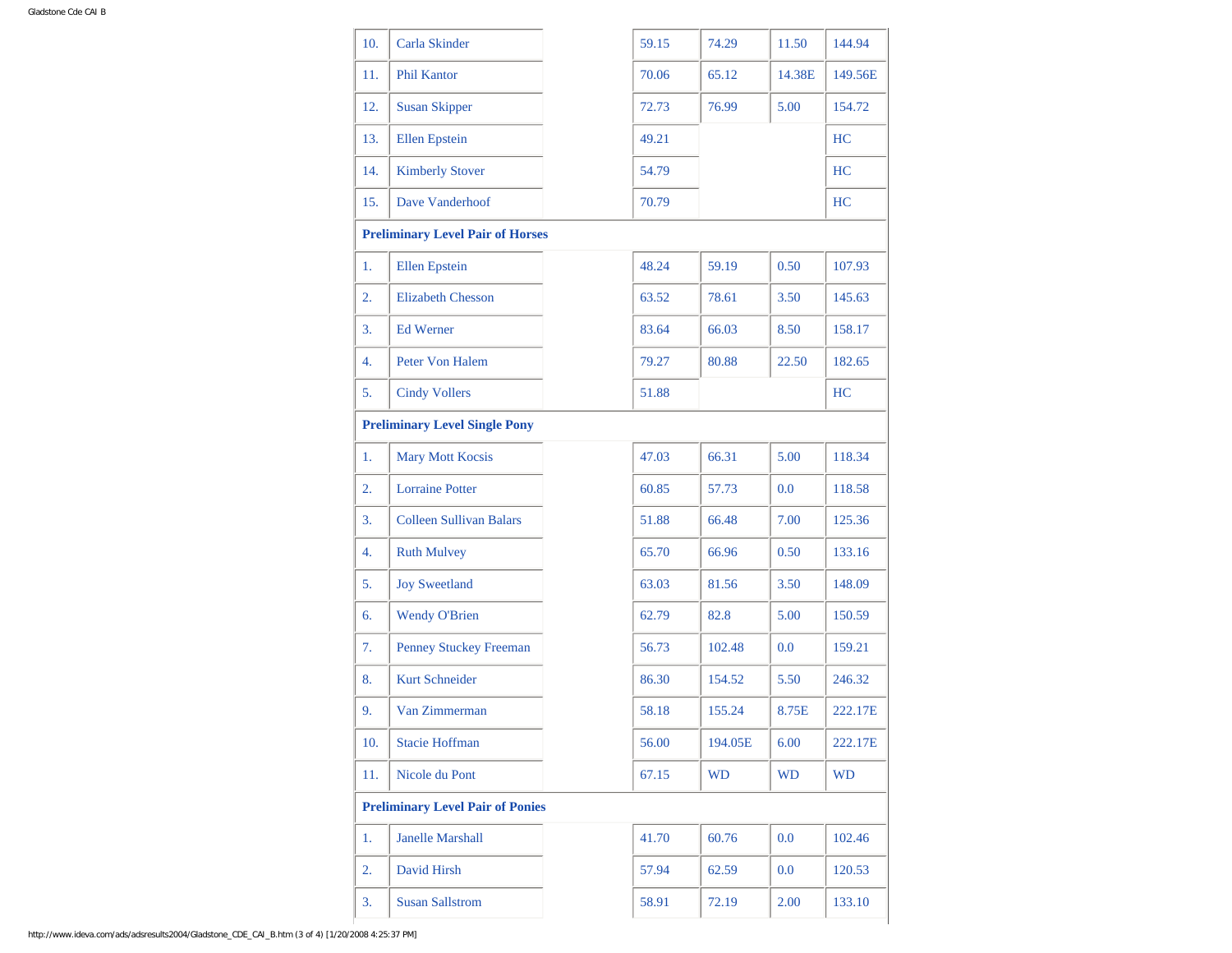| | | | | | | |
|---|---|---|---|---|---|---|
| 10. | Carla Skinder | | 59.15 | 74.29 | 11.50 | 144.94 |
| 11. | Phil Kantor | | 70.06 | 65.12 | 14.38E | 149.56E |
| 12. | Susan Skipper | | 72.73 | 76.99 | 5.00 | 154.72 |
| 13. | Ellen Epstein | | 49.21 | | | HC |
| 14. | Kimberly Stover | | 54.79 | | | HC |
| 15. | Dave Vanderhoof | | 70.79 | | | HC |
| **Preliminary Level Pair of Horses** | | | | | | |
| 1. | Ellen Epstein | | 48.24 | 59.19 | 0.50 | 107.93 |
| 2. | Elizabeth Chesson | | 63.52 | 78.61 | 3.50 | 145.63 |
| 3. | Ed Werner | | 83.64 | 66.03 | 8.50 | 158.17 |
| 4. | Peter Von Halem | | 79.27 | 80.88 | 22.50 | 182.65 |
| 5. | Cindy Vollers | | 51.88 | | | HC |
| **Preliminary Level Single Pony** | | | | | | |
| 1. | Mary Mott Kocsis | | 47.03 | 66.31 | 5.00 | 118.34 |
| 2. | Lorraine Potter | | 60.85 | 57.73 | 0.0 | 118.58 |
| 3. | Colleen Sullivan Balars | | 51.88 | 66.48 | 7.00 | 125.36 |
| 4. | Ruth Mulvey | | 65.70 | 66.96 | 0.50 | 133.16 |
| 5. | Joy Sweetland | | 63.03 | 81.56 | 3.50 | 148.09 |
| 6. | Wendy O'Brien | | 62.79 | 82.8 | 5.00 | 150.59 |
| 7. | Penney Stuckey Freeman | | 56.73 | 102.48 | 0.0 | 159.21 |
| 8. | Kurt Schneider | | 86.30 | 154.52 | 5.50 | 246.32 |
| 9. | Van Zimmerman | | 58.18 | 155.24 | 8.75E | 222.17E |
| 10. | Stacie Hoffman | | 56.00 | 194.05E | 6.00 | 222.17E |
| 11. | Nicole du Pont | | 67.15 | WD | WD | WD |
| **Preliminary Level Pair of Ponies** | | | | | | |
| 1. | Janelle Marshall | | 41.70 | 60.76 | 0.0 | 102.46 |
| 2. | David Hirsh | | 57.94 | 62.59 | 0.0 | 120.53 |
| 3. | Susan Sallstrom | | 58.91 | 72.19 | 2.00 | 133.10 |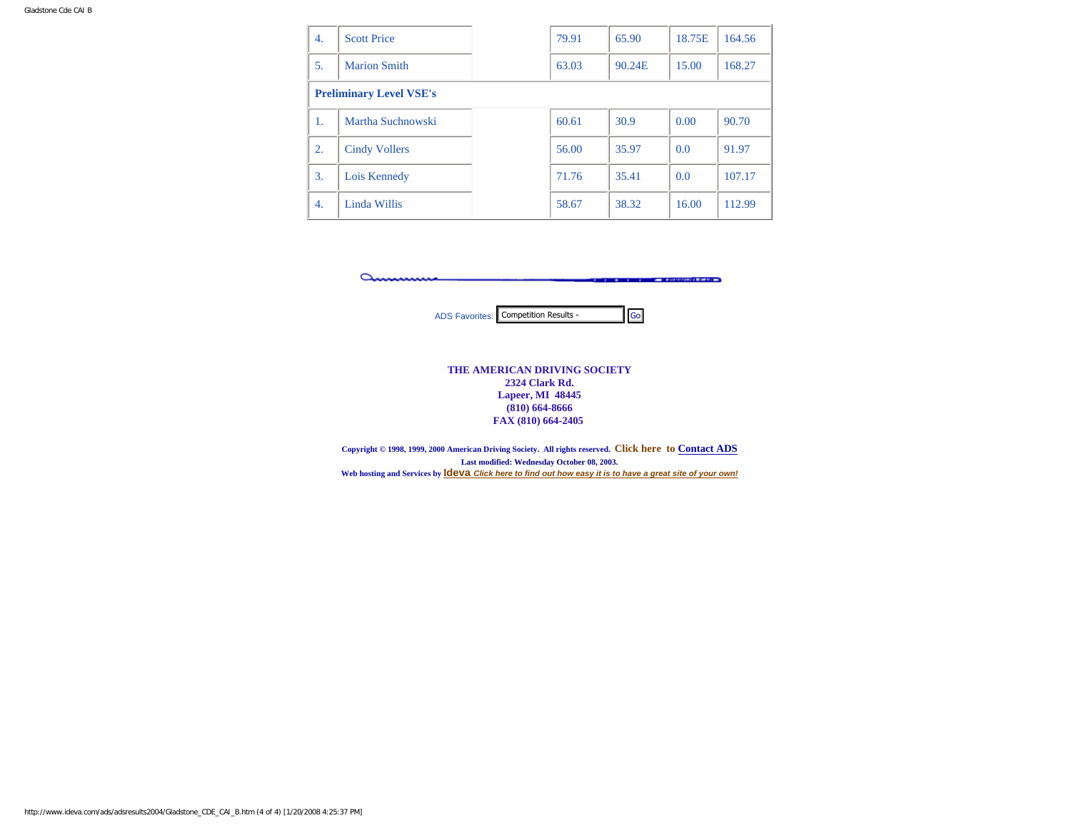| | | | | | | |
|---|---|---|---|---|---|---|
| 4. | Scott Price | | 79.91 | 65.90 | 18.75E | 164.56 |
| 5. | Marion Smith | | 63.03 | 90.24E | 15.00 | 168.27 |
| **Preliminary Level VSE's** | | | | | | |
| 1. | Martha Suchnowski | | 60.61 | 30.9 | 0.00 | 90.70 |
| 2. | Cindy Vollers | | 56.00 | 35.97 | 0.0 | 91.97 |
| 3. | Lois Kennedy | | 71.76 | 35.41 | 0.0 | 107.17 |
| 4. | Linda Willis | | 58.67 | 38.32 | 16.00 | 112.99 |

ADS Favorites: Competition Results - Go

**THE AMERICAN DRIVING SOCIETY**
**2324 Clark Rd.**
**Lapeer, MI 48445**
**(810) 664-8666**
**FAX (810) 664-2405**

**Copyright © 1998, 1999, 2000 American Driving Society. All rights reserved.** **Click here to Contact ADS**
**Last modified: Wednesday October 08, 2003.**
**Web hosting and Services by Ideva** ***Click here to find out how easy it is to have a great site of your own!***